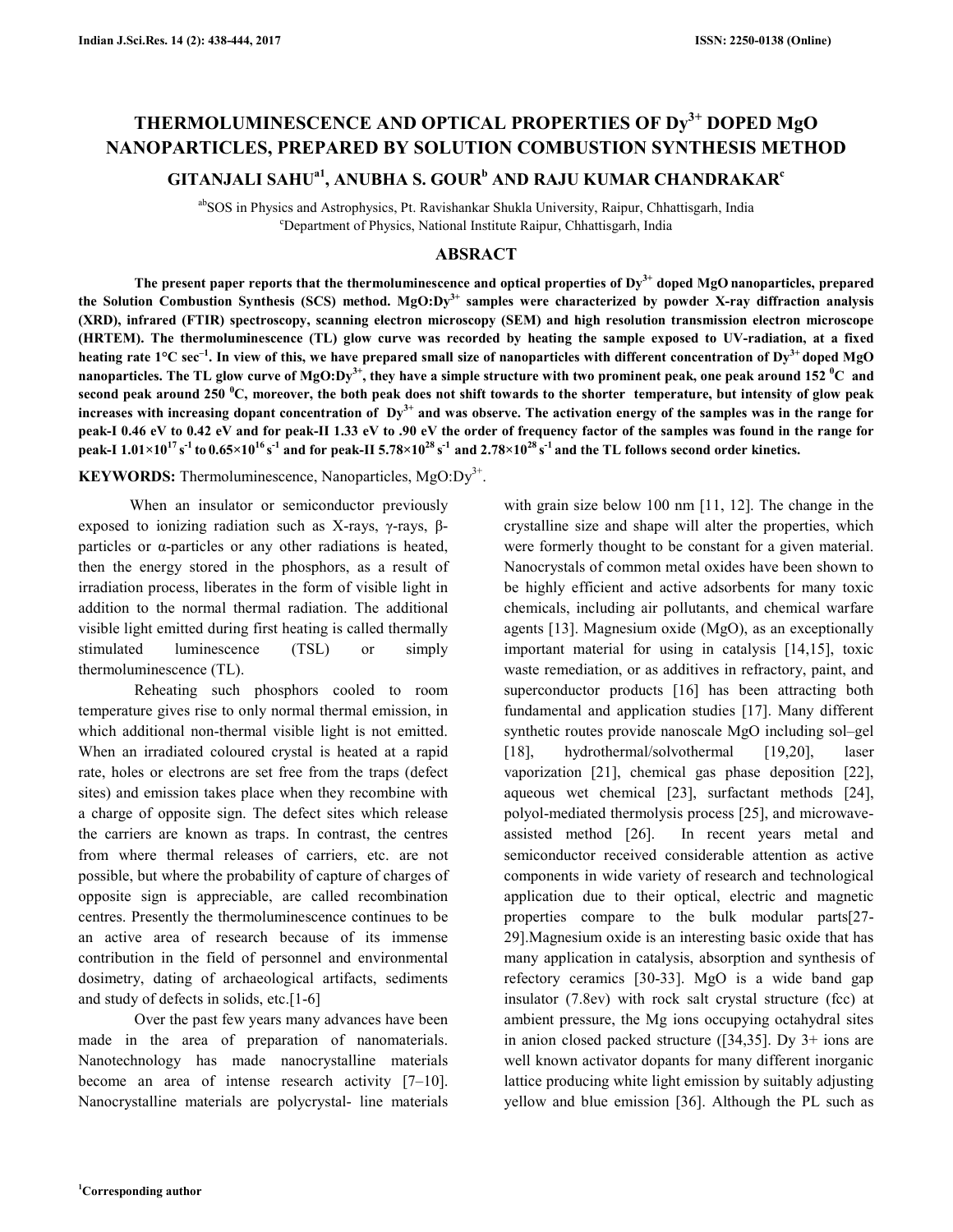# THERMOLUMINESCENCE AND OPTICAL PROPERTIES OF $Dy^{3+}$ DOPED MgO NANOPARTICLES, PREPARED BY SOLUTION COMBUSTION SYNTHESIS METHOD

**GITANJALI SAHU[a1], ANUBHA S. GOUR[b] AND RAJU KUMAR CHANDRAKAR[c]**

[ab]SOS in Physics and Astrophysics, Pt. Ravishankar Shukla University, Raipur, Chhattisgarh, India
[c]Department of Physics, National Institute Raipur, Chhattisgarh, India

## ABSRACT

**The present paper reports that the thermoluminescence and optical properties of $Dy^{3+}$ doped MgO nanoparticles, prepared the Solution Combustion Synthesis (SCS) method. MgO:$Dy^{3+}$ samples were characterized by powder X-ray diffraction analysis (XRD), infrared (FTIR) spectroscopy, scanning electron microscopy (SEM) and high resolution transmission electron microscope (HRTEM). The thermoluminescence (TL) glow curve was recorded by heating the sample exposed to UV-radiation, at a fixed heating rate 1°C $sec^{-1}$. In view of this, we have prepared small size of nanoparticles with different concentration of $Dy^{3+}$ doped MgO nanoparticles. The TL glow curve of MgO:$Dy^{3+}$, they have a simple structure with two prominent peak, one peak around 152 $^0$C and second peak around 250 $^0$C, moreover, the both peak does not shift towards to the shorter temperature, but intensity of glow peak increases with increasing dopant concentration of $Dy^{3+}$ and was observe. The activation energy of the samples was in the range for peak-I 0.46 eV to 0.42 eV and for peak-II 1.33 eV to .90 eV the order of frequency factor of the samples was found in the range for peak-I $1.01\times10^{17}$ $s^{-1}$ to $0.65\times10^{16}$ $s^{-1}$ and for peak-II $5.78\times10^{28}$ $s^{-1}$ and $2.78\times10^{28}$ $s^{-1}$ and the TL follows second order kinetics.**

**KEYWORDS:** Thermoluminescence, Nanoparticles, MgO:$Dy^{3+}$.

When an insulator or semiconductor previously exposed to ionizing radiation such as X-rays, γ-rays, β-particles or α-particles or any other radiations is heated, then the energy stored in the phosphors, as a result of irradiation process, liberates in the form of visible light in addition to the normal thermal radiation. The additional visible light emitted during first heating is called thermally stimulated luminescence (TSL) or simply thermoluminescence (TL).

Reheating such phosphors cooled to room temperature gives rise to only normal thermal emission, in which additional non-thermal visible light is not emitted. When an irradiated coloured crystal is heated at a rapid rate, holes or electrons are set free from the traps (defect sites) and emission takes place when they recombine with a charge of opposite sign. The defect sites which release the carriers are known as traps. In contrast, the centres from where thermal releases of carriers, etc. are not possible, but where the probability of capture of charges of opposite sign is appreciable, are called recombination centres. Presently the thermoluminescence continues to be an active area of research because of its immense contribution in the field of personnel and environmental dosimetry, dating of archaeological artifacts, sediments and study of defects in solids, etc.[1-6]

Over the past few years many advances have been made in the area of preparation of nanomaterials. Nanotechnology has made nanocrystalline materials become an area of intense research activity [7–10]. Nanocrystalline materials are polycrystal- line materials with grain size below 100 nm [11, 12]. The change in the crystalline size and shape will alter the properties, which were formerly thought to be constant for a given material. Nanocrystals of common metal oxides have been shown to be highly efficient and active adsorbents for many toxic chemicals, including air pollutants, and chemical warfare agents [13]. Magnesium oxide (MgO), as an exceptionally important material for using in catalysis [14,15], toxic waste remediation, or as additives in refractory, paint, and superconductor products [16] has been attracting both fundamental and application studies [17]. Many different synthetic routes provide nanoscale MgO including sol–gel [18], hydrothermal/solvothermal [19,20], laser vaporization [21], chemical gas phase deposition [22], aqueous wet chemical [23], surfactant methods [24], polyol-mediated thermolysis process [25], and microwave-assisted method [26]. In recent years metal and semiconductor received considerable attention as active components in wide variety of research and technological application due to their optical, electric and magnetic properties compare to the bulk modular parts[27-29].Magnesium oxide is an interesting basic oxide that has many application in catalysis, absorption and synthesis of refectory ceramics [30-33]. MgO is a wide band gap insulator (7.8ev) with rock salt crystal structure (fcc) at ambient pressure, the Mg ions occupying octahydral sites in anion closed packed structure ([34,35]. Dy 3+ ions are well known activator dopants for many different inorganic lattice producing white light emission by suitably adjusting yellow and blue emission [36]. Although the PL such as

[1]Corresponding author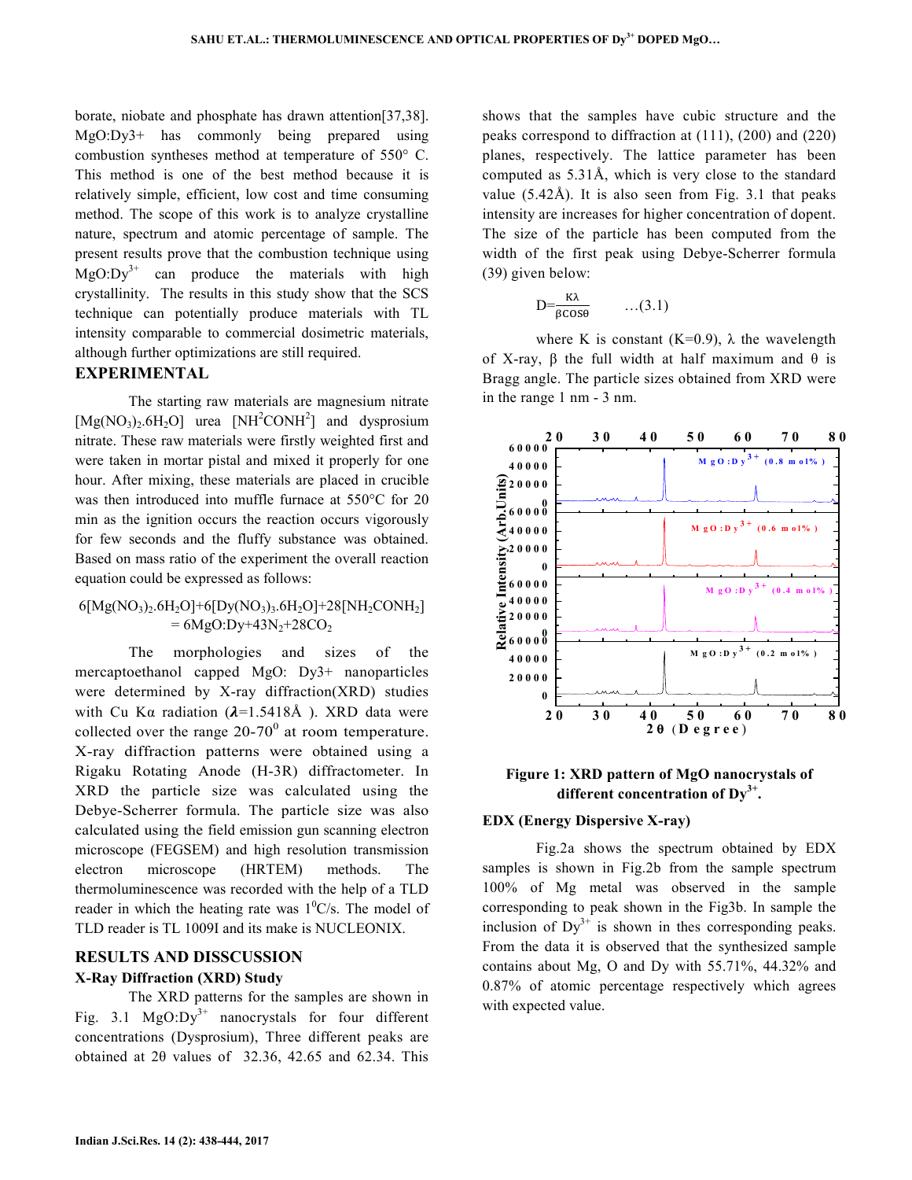borate, niobate and phosphate has drawn attention[37,38]. MgO:Dy3+ has commonly being prepared using combustion syntheses method at temperature of 550° C. This method is one of the best method because it is relatively simple, efficient, low cost and time consuming method. The scope of this work is to analyze crystalline nature, spectrum and atomic percentage of sample. The present results prove that the combustion technique using $MgO:Dy^{3+}$ can produce the materials with high crystallinity. The results in this study show that the SCS technique can potentially produce materials with TL intensity comparable to commercial dosimetric materials, although further optimizations are still required.

## EXPERIMENTAL

The starting raw materials are magnesium nitrate $[Mg(NO_3)_2.6H_2O]$ urea $[NH^2CONH^2]$ and dysprosium nitrate. These raw materials were firstly weighted first and were taken in mortar pistal and mixed it properly for one hour. After mixing, these materials are placed in crucible was then introduced into muffle furnace at 550°C for 20 min as the ignition occurs the reaction occurs vigorously for few seconds and the fluffy substance was obtained. Based on mass ratio of the experiment the overall reaction equation could be expressed as follows:

$$6[Mg(NO_3)_2.6H_2O]+6[Dy(NO_3)_3.6H_2O]+28[NH_2CONH_2] = 6MgO:Dy+43N_2+28CO_2$$

The morphologies and sizes of the mercaptoethanol capped MgO: Dy3+ nanoparticles were determined by X-ray diffraction(XRD) studies with Cu Kα radiation ($\lambda$=1.5418Å ). XRD data were collected over the range 20-70$^0$ at room temperature. X-ray diffraction patterns were obtained using a Rigaku Rotating Anode (H-3R) diffractometer. In XRD the particle size was calculated using the Debye-Scherrer formula. The particle size was also calculated using the field emission gun scanning electron microscope (FEGSEM) and high resolution transmission electron microscope (HRTEM) methods. The thermoluminescence was recorded with the help of a TLD reader in which the heating rate was $1^0$C/s. The model of TLD reader is TL 1009I and its make is NUCLEONIX.

## RESULTS AND DISSCUSSION

### X-Ray Diffraction (XRD) Study

The XRD patterns for the samples are shown in Fig. 3.1 $MgO:Dy^{3+}$ nanocrystals for four different concentrations (Dysprosium), Three different peaks are obtained at 2θ values of 32.36, 42.65 and 62.34. This shows that the samples have cubic structure and the peaks correspond to diffraction at (111), (200) and (220) planes, respectively. The lattice parameter has been computed as 5.31Å, which is very close to the standard value (5.42Å). It is also seen from Fig. 3.1 that peaks intensity are increases for higher concentration of dopent. The size of the particle has been computed from the width of the first peak using Debye-Scherrer formula (39) given below:

$$D=\frac{K\lambda}{\beta\cos\theta} \qquad \ldots(3.1)$$

where K is constant (K=0.9), λ the wavelength of X-ray, β the full width at half maximum and θ is Bragg angle. The particle sizes obtained from XRD were in the range 1 nm - 3 nm.

**Figure 1: XRD pattern of MgO nanocrystals of different concentration of $Dy^{3+}$.**

### EDX (Energy Dispersive X-ray)

Fig.2a shows the spectrum obtained by EDX samples is shown in Fig.2b from the sample spectrum 100% of Mg metal was observed in the sample corresponding to peak shown in the Fig3b. In sample the inclusion of $Dy^{3+}$ is shown in thes corresponding peaks. From the data it is observed that the synthesized sample contains about Mg, O and Dy with 55.71%, 44.32% and 0.87% of atomic percentage respectively which agrees with expected value.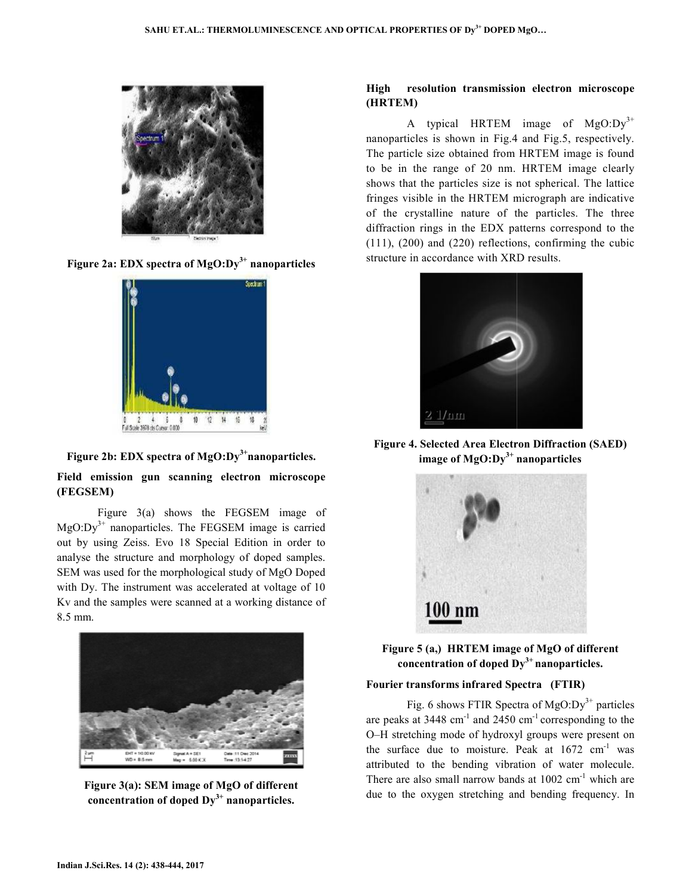Figure 2a: EDX spectra of $MgO:Dy^{3+}$ nanoparticles

Figure 2b: EDX spectra of $MgO:Dy^{3+}$nanoparticles.

### Field emission gun scanning electron microscope (FEGSEM)

Figure 3(a) shows the FEGSEM image of $MgO:Dy^{3+}$ nanoparticles. The FEGSEM image is carried out by using Zeiss. Evo 18 Special Edition in order to analyse the structure and morphology of doped samples. SEM was used for the morphological study of MgO Doped with Dy. The instrument was accelerated at voltage of 10 Kv and the samples were scanned at a working distance of 8.5 mm.

Figure 3(a): SEM image of MgO of different concentration of doped $Dy^{3+}$ nanoparticles.

### High resolution transmission electron microscope (HRTEM)

A typical HRTEM image of $MgO:Dy^{3+}$ nanoparticles is shown in Fig.4 and Fig.5, respectively. The particle size obtained from HRTEM image is found to be in the range of 20 nm. HRTEM image clearly shows that the particles size is not spherical. The lattice fringes visible in the HRTEM micrograph are indicative of the crystalline nature of the particles. The three diffraction rings in the EDX patterns correspond to the (111), (200) and (220) reflections, confirming the cubic structure in accordance with XRD results.

Figure 4. Selected Area Electron Diffraction (SAED) image of $MgO:Dy^{3+}$ nanoparticles

Figure 5 (a,) HRTEM image of MgO of different concentration of doped $Dy^{3+}$ nanoparticles.

### Fourier transforms infrared Spectra (FTIR)

Fig. 6 shows FTIR Spectra of $MgO:Dy^{3+}$ particles are peaks at 3448 $cm^{-1}$ and 2450 $cm^{-1}$ corresponding to the O–H stretching mode of hydroxyl groups were present on the surface due to moisture. Peak at 1672 $cm^{-1}$ was attributed to the bending vibration of water molecule. There are also small narrow bands at 1002 $cm^{-1}$ which are due to the oxygen stretching and bending frequency. In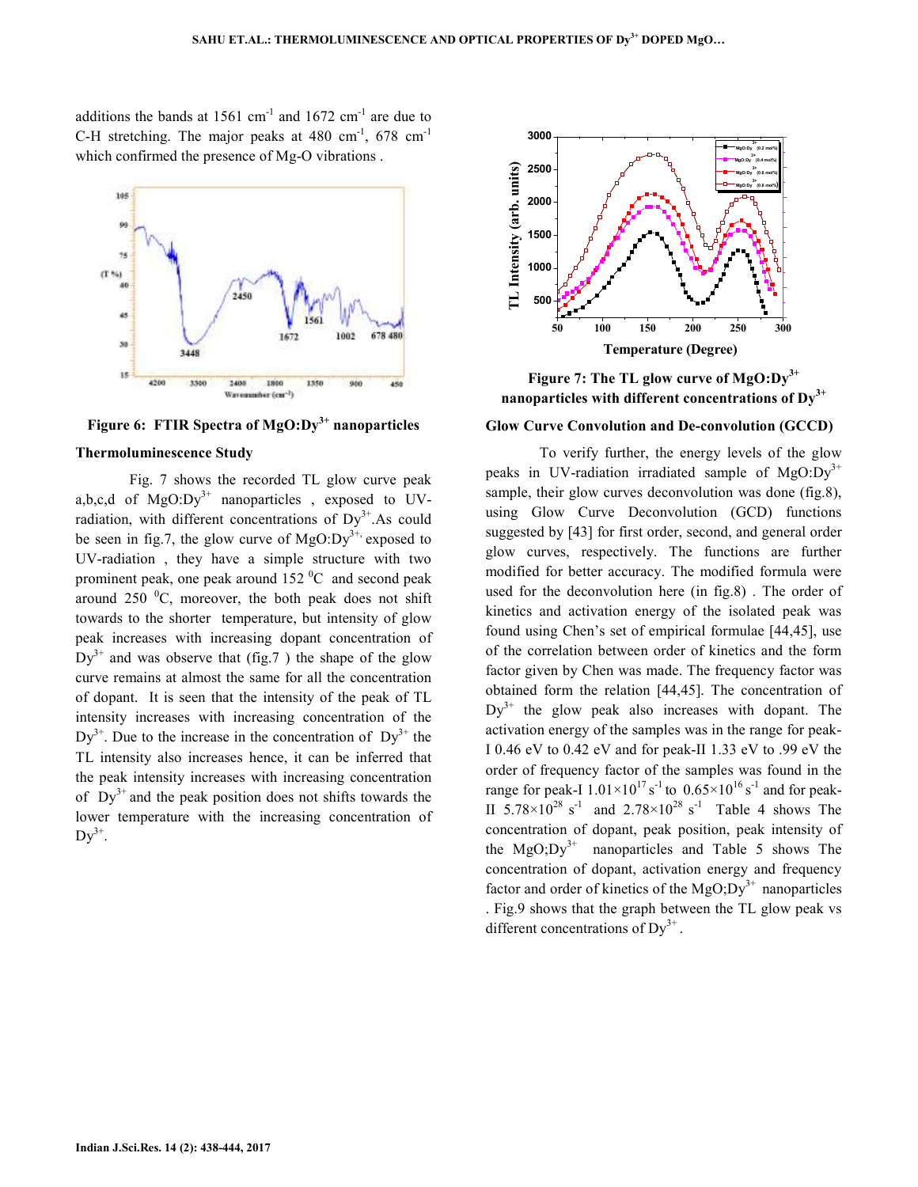additions the bands at 1561 $cm^{-1}$ and 1672 $cm^{-1}$ are due to C-H stretching. The major peaks at 480 $cm^{-1}$, 678 $cm^{-1}$ which confirmed the presence of Mg-O vibrations .

**Figure 6: FTIR Spectra of MgO:$Dy^{3+}$ nanoparticles**

### Thermoluminescence Study

Fig. 7 shows the recorded TL glow curve peak a,b,c,d of MgO:$Dy^{3+}$ nanoparticles , exposed to UV-radiation, with different concentrations of $Dy^{3+}$.As could be seen in fig.7, the glow curve of MgO:$Dy^{3+}$, exposed to UV-radiation , they have a simple structure with two prominent peak, one peak around 152 $^{0}$C and second peak around 250 $^{0}$C, moreover, the both peak does not shift towards to the shorter temperature, but intensity of glow peak increases with increasing dopant concentration of $Dy^{3+}$ and was observe that (fig.7 ) the shape of the glow curve remains at almost the same for all the concentration of dopant. It is seen that the intensity of the peak of TL intensity increases with increasing concentration of the $Dy^{3+}$. Due to the increase in the concentration of $Dy^{3+}$ the TL intensity also increases hence, it can be inferred that the peak intensity increases with increasing concentration of $Dy^{3+}$ and the peak position does not shifts towards the lower temperature with the increasing concentration of $Dy^{3+}$.

**Figure 7: The TL glow curve of MgO:$Dy^{3+}$ nanoparticles with different concentrations of $Dy^{3+}$**

### Glow Curve Convolution and De-convolution (GCCD)

To verify further, the energy levels of the glow peaks in UV-radiation irradiated sample of MgO:$Dy^{3+}$ sample, their glow curves deconvolution was done (fig.8), using Glow Curve Deconvolution (GCD) functions suggested by [43] for first order, second, and general order glow curves, respectively. The functions are further modified for better accuracy. The modified formula were used for the deconvolution here (in fig.8) . The order of kinetics and activation energy of the isolated peak was found using Chen's set of empirical formulae [44,45], use of the correlation between order of kinetics and the form factor given by Chen was made. The frequency factor was obtained form the relation [44,45]. The concentration of $Dy^{3+}$ the glow peak also increases with dopant. The activation energy of the samples was in the range for peak-I 0.46 eV to 0.42 eV and for peak-II 1.33 eV to .99 eV the order of frequency factor of the samples was found in the range for peak-I $1.01\times10^{17}$ $s^{-1}$ to $0.65\times10^{16}$ $s^{-1}$ and for peak-II $5.78\times10^{28}$ $s^{-1}$ and $2.78\times10^{28}$ $s^{-1}$ Table 4 shows The concentration of dopant, peak position, peak intensity of the MgO;$Dy^{3+}$ nanoparticles and Table 5 shows The concentration of dopant, activation energy and frequency factor and order of kinetics of the MgO;$Dy^{3+}$ nanoparticles . Fig.9 shows that the graph between the TL glow peak vs different concentrations of $Dy^{3+}$.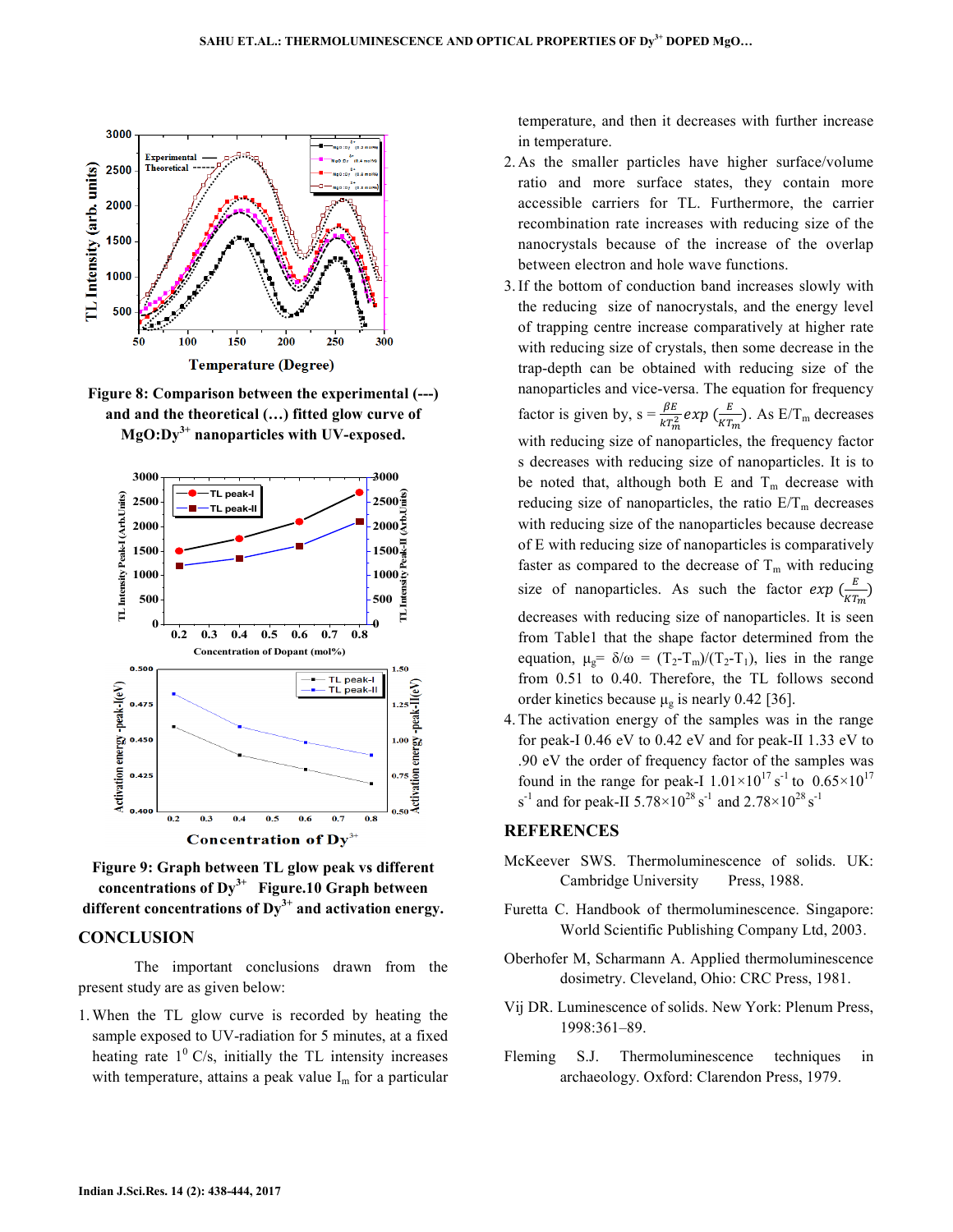Figure 8: Comparison between the experimental (---) and and the theoretical (…) fitted glow curve of MgO:$Dy^{3+}$ nanoparticles with UV-exposed.

Figure 9: Graph between TL glow peak vs different concentrations of $Dy^{3+}$ Figure.10 Graph between different concentrations of $Dy^{3+}$ and activation energy.

## CONCLUSION

The important conclusions drawn from the present study are as given below:

1. When the TL glow curve is recorded by heating the sample exposed to UV-radiation for 5 minutes, at a fixed heating rate $1^0$ C/s, initially the TL intensity increases with temperature, attains a peak value $I_m$ for a particular temperature, and then it decreases with further increase in temperature.
2. As the smaller particles have higher surface/volume ratio and more surface states, they contain more accessible carriers for TL. Furthermore, the carrier recombination rate increases with reducing size of the nanocrystals because of the increase of the overlap between electron and hole wave functions.
3. If the bottom of conduction band increases slowly with the reducing size of nanocrystals, and the energy level of trapping centre increase comparatively at higher rate with reducing size of crystals, then some decrease in the trap-depth can be obtained with reducing size of the nanoparticles and vice-versa. The equation for frequency factor is given by, s = $\frac{\beta E}{kT_m^2} exp\,(\frac{E}{KT_m})$. As E/$T_m$ decreases with reducing size of nanoparticles, the frequency factor s decreases with reducing size of nanoparticles. It is to be noted that, although both E and $T_m$ decrease with reducing size of nanoparticles, the ratio E/$T_m$ decreases with reducing size of the nanoparticles because decrease of E with reducing size of nanoparticles is comparatively faster as compared to the decrease of $T_m$ with reducing size of nanoparticles. As such the factor $exp\,(\frac{E}{KT_m})$ decreases with reducing size of nanoparticles. It is seen from Table1 that the shape factor determined from the equation, $\mu_g = \delta/\omega = (T_2-T_m)/(T_2-T_1)$, lies in the range from 0.51 to 0.40. Therefore, the TL follows second order kinetics because $\mu_g$ is nearly 0.42 [36].
4. The activation energy of the samples was in the range for peak-I 0.46 eV to 0.42 eV and for peak-II 1.33 eV to .90 eV the order of frequency factor of the samples was found in the range for peak-I $1.01\times10^{17}$ $s^{-1}$ to $0.65\times10^{17}$ $s^{-1}$ and for peak-II $5.78\times10^{28}$ $s^{-1}$ and $2.78\times10^{28}$ $s^{-1}$

## REFERENCES

McKeever SWS. Thermoluminescence of solids. UK: Cambridge University Press, 1988.

Furetta C. Handbook of thermoluminescence. Singapore: World Scientific Publishing Company Ltd, 2003.

Oberhofer M, Scharmann A. Applied thermoluminescence dosimetry. Cleveland, Ohio: CRC Press, 1981.

Vij DR. Luminescence of solids. New York: Plenum Press, 1998:361–89.

Fleming S.J. Thermoluminescence techniques in archaeology. Oxford: Clarendon Press, 1979.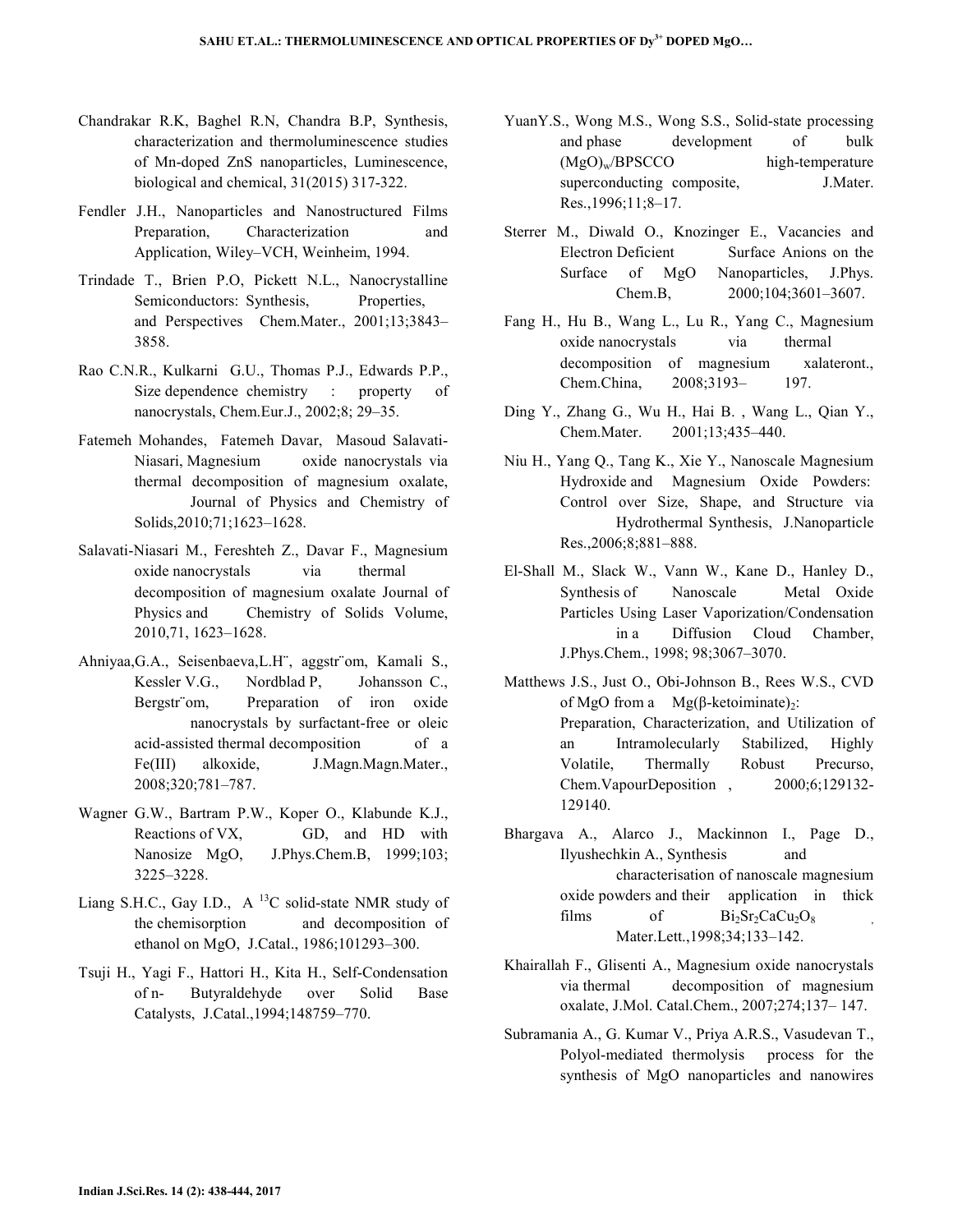Chandrakar R.K, Baghel R.N, Chandra B.P, Synthesis, characterization and thermoluminescence studies of Mn-doped ZnS nanoparticles, Luminescence, biological and chemical, 31(2015) 317-322.

Fendler J.H., Nanoparticles and Nanostructured Films Preparation, Characterization and Application, Wiley–VCH, Weinheim, 1994.

Trindade T., Brien P.O, Pickett N.L., Nanocrystalline Semiconductors: Synthesis, Properties, and Perspectives Chem.Mater., 2001;13;3843–3858.

Rao C.N.R., Kulkarni G.U., Thomas P.J., Edwards P.P., Size dependence chemistry : property of nanocrystals, Chem.Eur.J., 2002;8; 29–35.

Fatemeh Mohandes, Fatemeh Davar, Masoud Salavati-Niasari, Magnesium oxide nanocrystals via thermal decomposition of magnesium oxalate, Journal of Physics and Chemistry of Solids,2010;71;1623–1628.

Salavati-Niasari M., Fereshteh Z., Davar F., Magnesium oxide nanocrystals via thermal decomposition of magnesium oxalate Journal of Physics and Chemistry of Solids Volume, 2010,71, 1623–1628.

Ahniyaa,G.A., Seisenbaeva,L.H¨, aggstr¨om, Kamali S., Kessler V.G., Nordblad P, Johansson C., Bergstr¨om, Preparation of iron oxide nanocrystals by surfactant-free or oleic acid-assisted thermal decomposition of a Fe(III) alkoxide, J.Magn.Magn.Mater., 2008;320;781–787.

Wagner G.W., Bartram P.W., Koper O., Klabunde K.J., Reactions of VX, GD, and HD with Nanosize MgO, J.Phys.Chem.B, 1999;103; 3225–3228.

Liang S.H.C., Gay I.D., A $^{13}C$ solid-state NMR study of the chemisorption and decomposition of ethanol on MgO, J.Catal., 1986;101293–300.

Tsuji H., Yagi F., Hattori H., Kita H., Self-Condensation of n- Butyraldehyde over Solid Base Catalysts, J.Catal.,1994;148759–770.

YuanY.S., Wong M.S., Wong S.S., Solid-state processing and phase development of bulk $(MgO)_w$/BPSCCO high-temperature superconducting composite, J.Mater. Res.,1996;11;8–17.

Sterrer M., Diwald O., Knozinger E., Vacancies and Electron Deficient Surface Anions on the Surface of MgO Nanoparticles, J.Phys. Chem.B, 2000;104;3601–3607.

Fang H., Hu B., Wang L., Lu R., Yang C., Magnesium oxide nanocrystals via thermal decomposition of magnesium xalateront., Chem.China, 2008;3193– 197.

Ding Y., Zhang G., Wu H., Hai B. , Wang L., Qian Y., Chem.Mater. 2001;13;435–440.

Niu H., Yang Q., Tang K., Xie Y., Nanoscale Magnesium Hydroxide and Magnesium Oxide Powders: Control over Size, Shape, and Structure via Hydrothermal Synthesis, J.Nanoparticle Res.,2006;8;881–888.

El-Shall M., Slack W., Vann W., Kane D., Hanley D., Synthesis of Nanoscale Metal Oxide Particles Using Laser Vaporization/Condensation in a Diffusion Cloud Chamber, J.Phys.Chem., 1998; 98;3067–3070.

Matthews J.S., Just O., Obi-Johnson B., Rees W.S., CVD of MgO from a Mg(β-ketoiminate)$_2$: Preparation, Characterization, and Utilization of an Intramolecularly Stabilized, Highly Volatile, Thermally Robust Precurso, Chem.VapourDeposition , 2000;6;129132-129140.

Bhargava A., Alarco J., Mackinnon I., Page D., Ilyushechkin A., Synthesis and characterisation of nanoscale magnesium oxide powders and their application in thick films of $Bi_2Sr_2CaCu_2O_8$ , Mater.Lett.,1998;34;133–142.

Khairallah F., Glisenti A., Magnesium oxide nanocrystals via thermal decomposition of magnesium oxalate, J.Mol. Catal.Chem., 2007;274;137– 147.

Subramania A., G. Kumar V., Priya A.R.S., Vasudevan T., Polyol-mediated thermolysis process for the synthesis of MgO nanoparticles and nanowires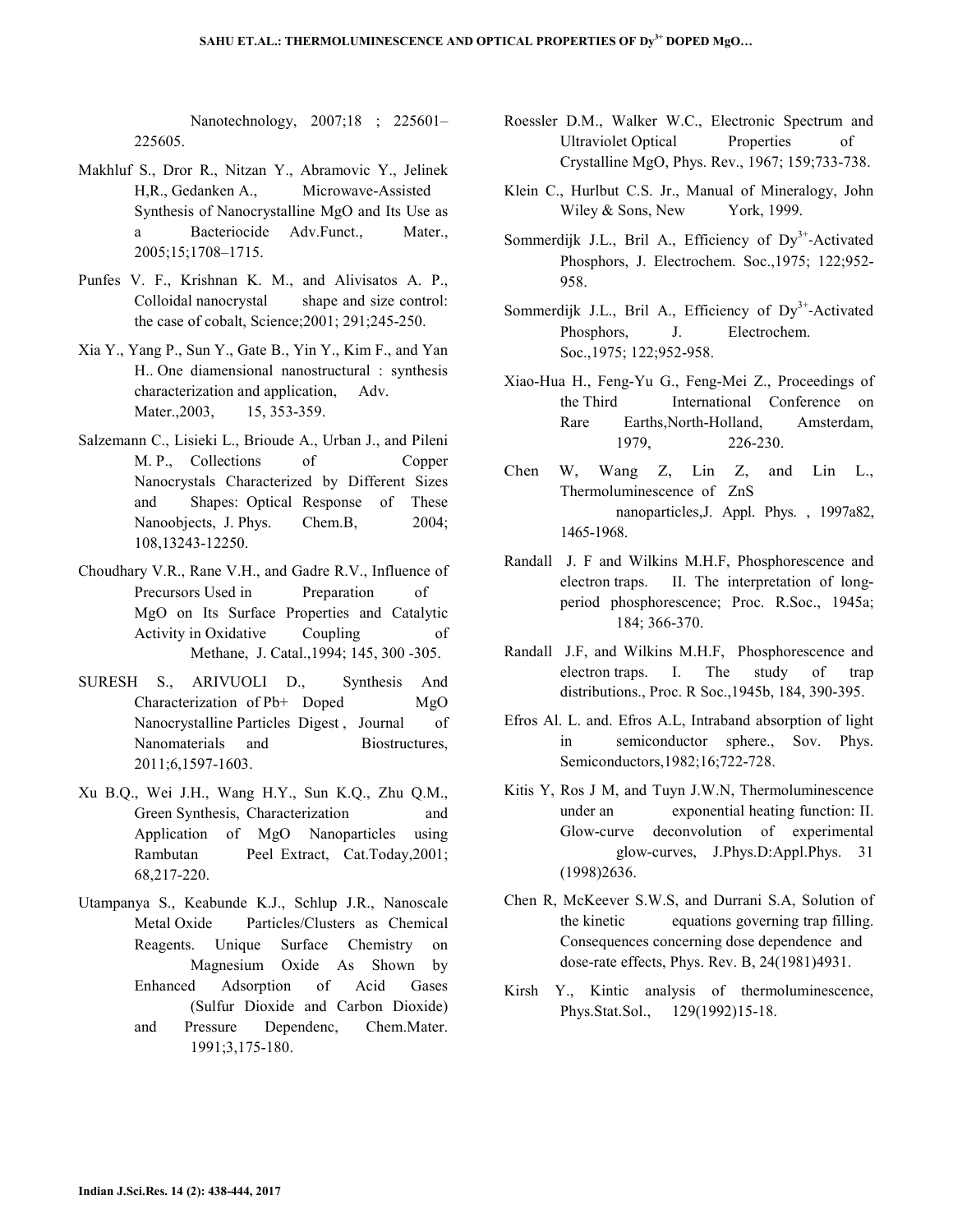Nanotechnology, 2007;18 ; 225601–225605.

Makhluf S., Dror R., Nitzan Y., Abramovic Y., Jelinek H,R., Gedanken A., Microwave-Assisted Synthesis of Nanocrystalline MgO and Its Use as a Bacteriocide Adv.Funct., Mater., 2005;15;1708–1715.

Punfes V. F., Krishnan K. M., and Alivisatos A. P., Colloidal nanocrystal shape and size control: the case of cobalt, Science;2001; 291;245-250.

Xia Y., Yang P., Sun Y., Gate B., Yin Y., Kim F., and Yan H.. One diamensional nanostructural : synthesis characterization and application, Adv. Mater.,2003, 15, 353-359.

Salzemann C., Lisieki L., Brioude A., Urban J., and Pileni M. P., Collections of Copper Nanocrystals Characterized by Different Sizes and Shapes: Optical Response of These Nanoobjects, J. Phys. Chem.B, 2004; 108,13243-12250.

Choudhary V.R., Rane V.H., and Gadre R.V., Influence of Precursors Used in Preparation of MgO on Its Surface Properties and Catalytic Activity in Oxidative Coupling of Methane, J. Catal.,1994; 145, 300 -305.

SURESH S., ARIVUOLI D., Synthesis And Characterization of Pb+ Doped MgO Nanocrystalline Particles Digest , Journal of Nanomaterials and Biostructures, 2011;6,1597-1603.

Xu B.Q., Wei J.H., Wang H.Y., Sun K.Q., Zhu Q.M., Green Synthesis, Characterization and Application of MgO Nanoparticles using Rambutan Peel Extract, Cat.Today,2001; 68,217-220.

Utampanya S., Keabunde K.J., Schlup J.R., Nanoscale Metal Oxide Particles/Clusters as Chemical Reagents. Unique Surface Chemistry on Magnesium Oxide As Shown by Enhanced Adsorption of Acid Gases (Sulfur Dioxide and Carbon Dioxide) and Pressure Dependenc, Chem.Mater. 1991;3,175-180.

Roessler D.M., Walker W.C., Electronic Spectrum and Ultraviolet Optical Properties of Crystalline MgO, Phys. Rev., 1967; 159;733-738.

Klein C., Hurlbut C.S. Jr., Manual of Mineralogy, John Wiley & Sons, New York, 1999.

Sommerdijk J.L., Bril A., Efficiency of $Dy^{3+}$-Activated Phosphors, J. Electrochem. Soc.,1975; 122;952-958.

Sommerdijk J.L., Bril A., Efficiency of $Dy^{3+}$-Activated Phosphors, J. Electrochem. Soc.,1975; 122;952-958.

Xiao-Hua H., Feng-Yu G., Feng-Mei Z., Proceedings of the Third International Conference on Rare Earths,North-Holland, Amsterdam, 1979, 226-230.

Chen W, Wang Z, Lin Z, and Lin L., Thermoluminescence of ZnS nanoparticles,J. Appl. Phys. , 1997a82, 1465-1968.

Randall J. F and Wilkins M.H.F, Phosphorescence and electron traps. II. The interpretation of long-period phosphorescence; Proc. R.Soc., 1945a; 184; 366-370.

Randall J.F, and Wilkins M.H.F, Phosphorescence and electron traps. I. The study of trap distributions., Proc. R Soc.,1945b, 184, 390-395.

Efros Al. L. and. Efros A.L, Intraband absorption of light in semiconductor sphere., Sov. Phys. Semiconductors,1982;16;722-728.

Kitis Y, Ros J M, and Tuyn J.W.N, Thermoluminescence under an exponential heating function: II. Glow-curve deconvolution of experimental glow-curves, J.Phys.D:Appl.Phys. 31 (1998)2636.

Chen R, McKeever S.W.S, and Durrani S.A, Solution of the kinetic equations governing trap filling. Consequences concerning dose dependence and dose-rate effects, Phys. Rev. B, 24(1981)4931.

Kirsh Y., Kintic analysis of thermoluminescence, Phys.Stat.Sol., 129(1992)15-18.